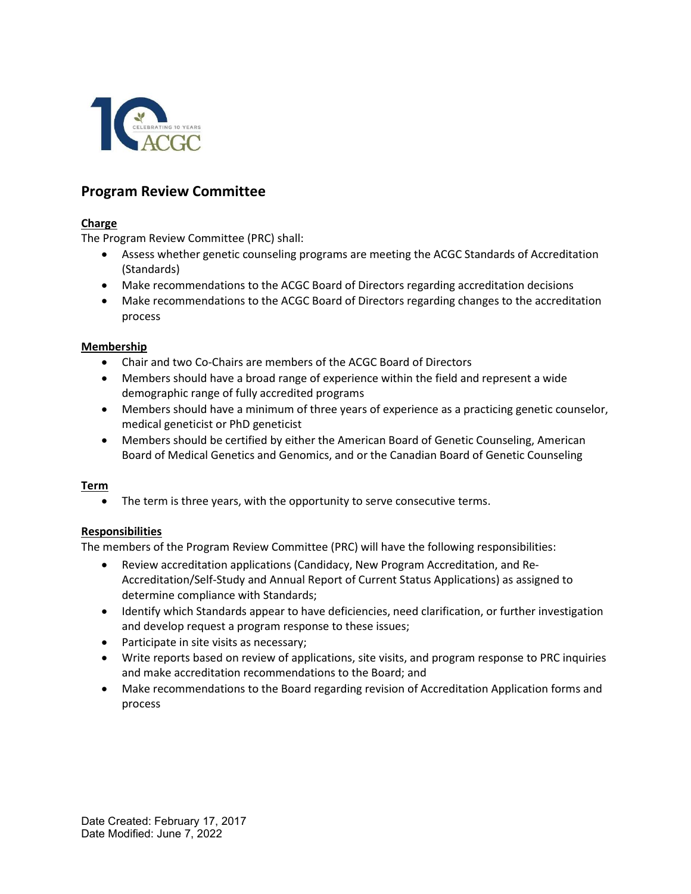# Program Review Committee

**Charge**

The Program Review Committee (PRC) shall:

- Assess whether genetic counseling programs are meeting the ACGC Standards of Accreditation (Standards)
- Make recommendations to the ACGC Board of Directors regarding accreditation decisions
- Make recommendations to the ACGC Board of Directors regarding changes to the accreditation process

**Membership**

- Chair and two Co-Chairs are members of the ACGC Board of Directors
- Members should have a broad range of experience within the field and represent a wide demographic range of fully accredited programs
- Members should have a minimum of three years of experience as a practicing genetic counselor, medical geneticist or PhD geneticist
- Members should be certified by either the American Board of Genetic Counseling, American Board of Medical Genetics and Genomics, and or the Canadian Board of Genetic Counseling

**Term**

- The term is three years, with the opportunity to serve consecutive terms.

**Responsibilities**

The members of the Program Review Committee (PRC) will have the following responsibilities:

- Review accreditation applications (Candidacy, New Program Accreditation, and Re-Accreditation/Self-Study and Annual Report of Current Status Applications) as assigned to determine compliance with Standards;
- Identify which Standards appear to have deficiencies, need clarification, or further investigation and develop request a program response to these issues;
- Participate in site visits as necessary;
- Write reports based on review of applications, site visits, and program response to PRC inquiries and make accreditation recommendations to the Board; and
- Make recommendations to the Board regarding revision of Accreditation Application forms and process

Date Created: February 17, 2017
Date Modified: June 7, 2022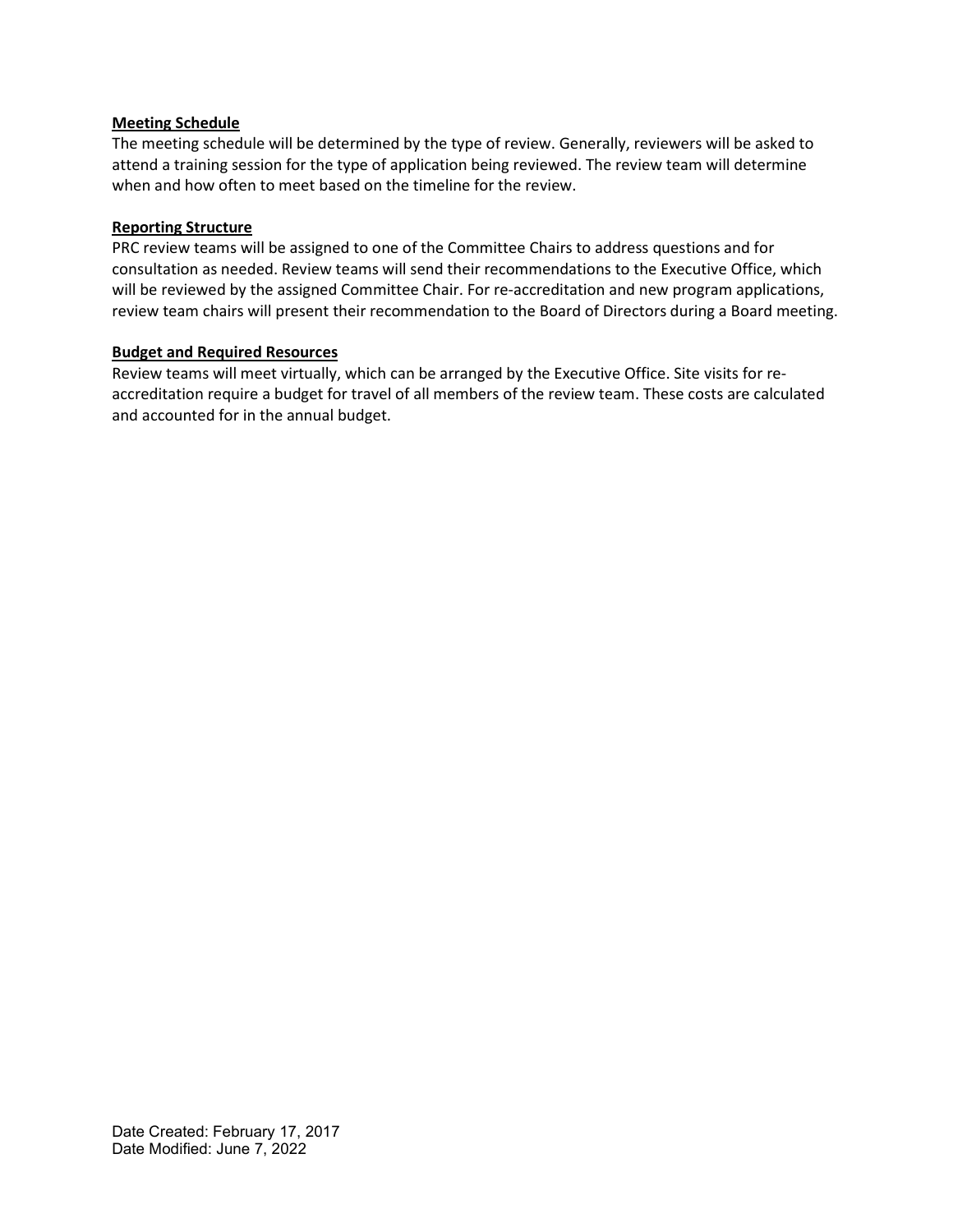**Meeting Schedule**

The meeting schedule will be determined by the type of review. Generally, reviewers will be asked to attend a training session for the type of application being reviewed. The review team will determine when and how often to meet based on the timeline for the review.

**Reporting Structure**

PRC review teams will be assigned to one of the Committee Chairs to address questions and for consultation as needed. Review teams will send their recommendations to the Executive Office, which will be reviewed by the assigned Committee Chair. For re-accreditation and new program applications, review team chairs will present their recommendation to the Board of Directors during a Board meeting.

**Budget and Required Resources**

Review teams will meet virtually, which can be arranged by the Executive Office. Site visits for re-accreditation require a budget for travel of all members of the review team. These costs are calculated and accounted for in the annual budget.

Date Created: February 17, 2017
Date Modified: June 7, 2022